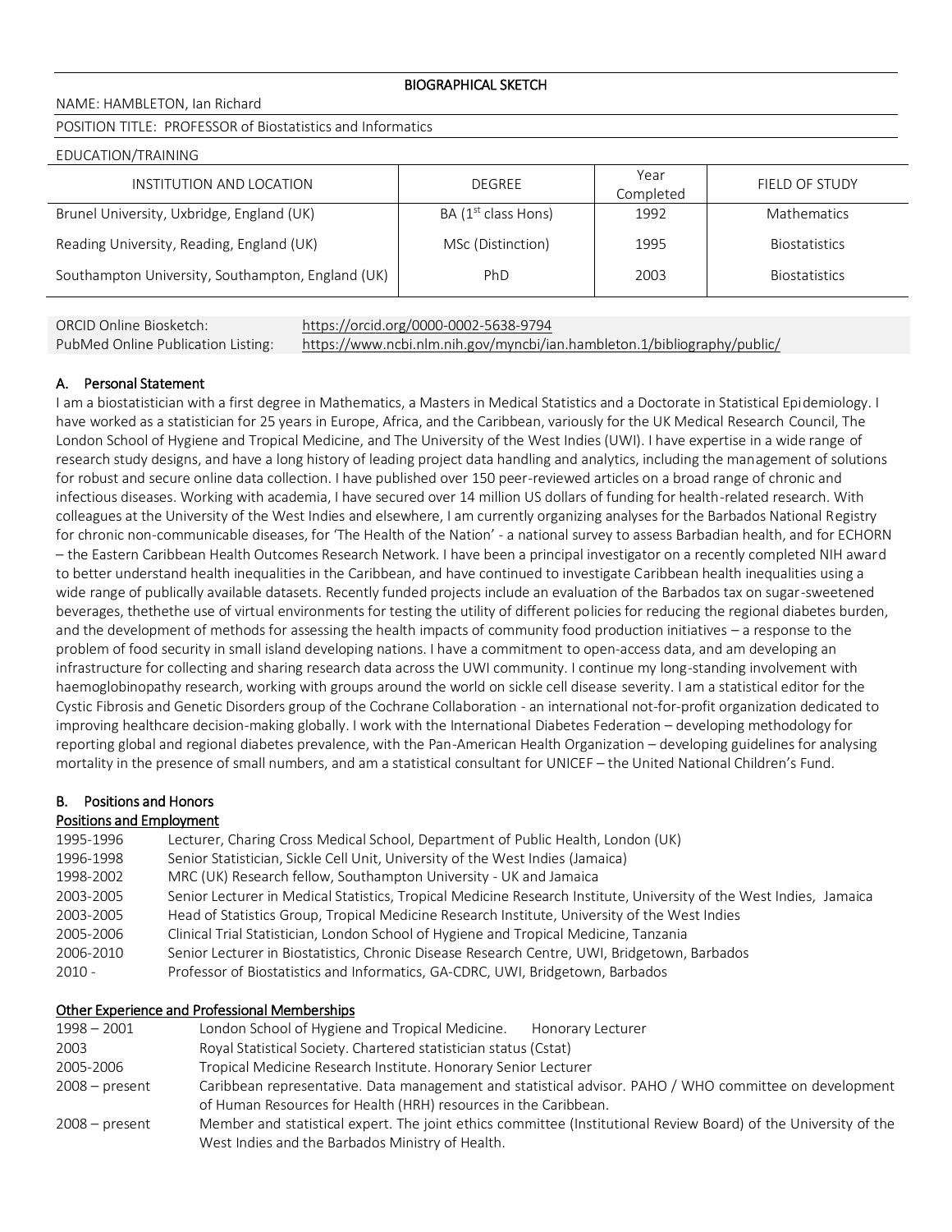# BIOGRAPHICAL SKETCH

NAME: HAMBLETON, Ian Richard

POSITION TITLE: PROFESSOR of Biostatistics and Informatics

EDUCATION/TRAINING

| INSTITUTION AND LOCATION | DEGREE | Year Completed | FIELD OF STUDY |
|---|---|---|---|
| Brunel University, Uxbridge, England (UK) | BA (1st class Hons) | 1992 | Mathematics |
| Reading University, Reading, England (UK) | MSc (Distinction) | 1995 | Biostatistics |
| Southampton University, Southampton, England (UK) | PhD | 2003 | Biostatistics |

ORCID Online Biosketch: https://orcid.org/0000-0002-5638-9794

PubMed Online Publication Listing: https://www.ncbi.nlm.nih.gov/myncbi/ian.hambleton.1/bibliography/public/

## A. Personal Statement

I am a biostatistician with a first degree in Mathematics, a Masters in Medical Statistics and a Doctorate in Statistical Epidemiology. I have worked as a statistician for 25 years in Europe, Africa, and the Caribbean, variously for the UK Medical Research Council, The London School of Hygiene and Tropical Medicine, and The University of the West Indies (UWI). I have expertise in a wide range of research study designs, and have a long history of leading project data handling and analytics, including the management of solutions for robust and secure online data collection. I have published over 150 peer-reviewed articles on a broad range of chronic and infectious diseases. Working with academia, I have secured over 14 million US dollars of funding for health-related research. With colleagues at the University of the West Indies and elsewhere, I am currently organizing analyses for the Barbados National Registry for chronic non-communicable diseases, for 'The Health of the Nation' - a national survey to assess Barbadian health, and for ECHORN – the Eastern Caribbean Health Outcomes Research Network. I have been a principal investigator on a recently completed NIH award to better understand health inequalities in the Caribbean, and have continued to investigate Caribbean health inequalities using a wide range of publically available datasets. Recently funded projects include an evaluation of the Barbados tax on sugar-sweetened beverages, thethethe use of virtual environments for testing the utility of different policies for reducing the regional diabetes burden, and the development of methods for assessing the health impacts of community food production initiatives – a response to the problem of food security in small island developing nations. I have a commitment to open-access data, and am developing an infrastructure for collecting and sharing research data across the UWI community. I continue my long-standing involvement with haemoglobinopathy research, working with groups around the world on sickle cell disease severity. I am a statistical editor for the Cystic Fibrosis and Genetic Disorders group of the Cochrane Collaboration - an international not-for-profit organization dedicated to improving healthcare decision-making globally. I work with the International Diabetes Federation – developing methodology for reporting global and regional diabetes prevalence, with the Pan-American Health Organization – developing guidelines for analysing mortality in the presence of small numbers, and am a statistical consultant for UNICEF – the United National Children's Fund.

## B. Positions and Honors

### Positions and Employment

| | |
|---|---|
| 1995-1996 | Lecturer, Charing Cross Medical School, Department of Public Health, London (UK) |
| 1996-1998 | Senior Statistician, Sickle Cell Unit, University of the West Indies (Jamaica) |
| 1998-2002 | MRC (UK) Research fellow, Southampton University - UK and Jamaica |
| 2003-2005 | Senior Lecturer in Medical Statistics, Tropical Medicine Research Institute, University of the West Indies, Jamaica |
| 2003-2005 | Head of Statistics Group, Tropical Medicine Research Institute, University of the West Indies |
| 2005-2006 | Clinical Trial Statistician, London School of Hygiene and Tropical Medicine, Tanzania |
| 2006-2010 | Senior Lecturer in Biostatistics, Chronic Disease Research Centre, UWI, Bridgetown, Barbados |
| 2010 - | Professor of Biostatistics and Informatics, GA-CDRC, UWI, Bridgetown, Barbados |

### Other Experience and Professional Memberships

| | |
|---|---|
| 1998 – 2001 | London School of Hygiene and Tropical Medicine. Honorary Lecturer |
| 2003 | Royal Statistical Society. Chartered statistician status (Cstat) |
| 2005-2006 | Tropical Medicine Research Institute. Honorary Senior Lecturer |
| 2008 – present | Caribbean representative. Data management and statistical advisor. PAHO / WHO committee on development of Human Resources for Health (HRH) resources in the Caribbean. |
| 2008 – present | Member and statistical expert. The joint ethics committee (Institutional Review Board) of the University of the West Indies and the Barbados Ministry of Health. |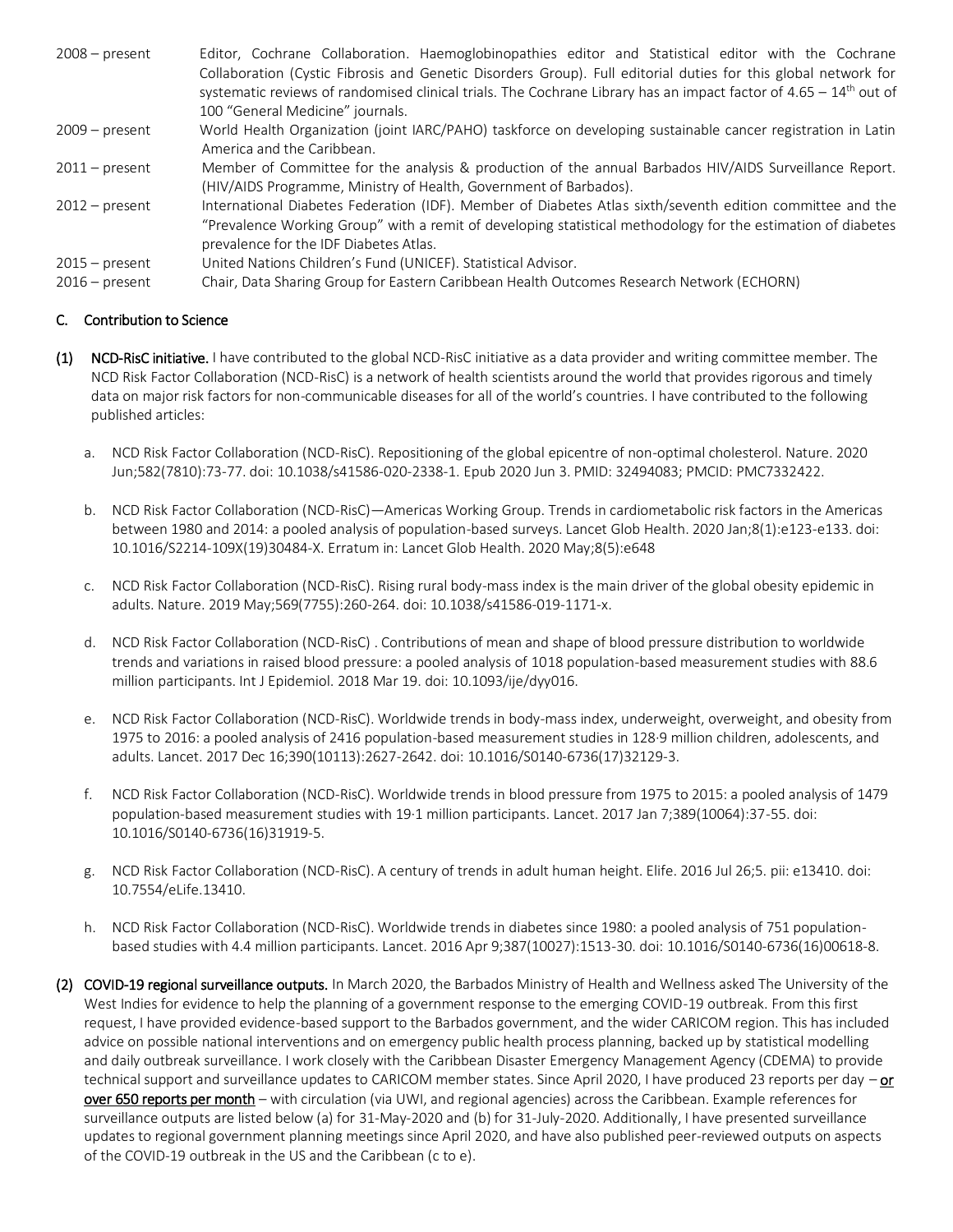| | |
|---|---|
| 2008 – present | Editor, Cochrane Collaboration. Haemoglobinopathies editor and Statistical editor with the Cochrane Collaboration (Cystic Fibrosis and Genetic Disorders Group). Full editorial duties for this global network for systematic reviews of randomised clinical trials. The Cochrane Library has an impact factor of 4.65 – 14th out of 100 “General Medicine” journals. |
| 2009 – present | World Health Organization (joint IARC/PAHO) taskforce on developing sustainable cancer registration in Latin America and the Caribbean. |
| 2011 – present | Member of Committee for the analysis & production of the annual Barbados HIV/AIDS Surveillance Report. (HIV/AIDS Programme, Ministry of Health, Government of Barbados). |
| 2012 – present | International Diabetes Federation (IDF). Member of Diabetes Atlas sixth/seventh edition committee and the “Prevalence Working Group” with a remit of developing statistical methodology for the estimation of diabetes prevalence for the IDF Diabetes Atlas. |
| 2015 – present | United Nations Children’s Fund (UNICEF). Statistical Advisor. |
| 2016 – present | Chair, Data Sharing Group for Eastern Caribbean Health Outcomes Research Network (ECHORN) |

## C. Contribution to Science

**(1) NCD-RisC initiative.** I have contributed to the global NCD-RisC initiative as a data provider and writing committee member. The NCD Risk Factor Collaboration (NCD-RisC) is a network of health scientists around the world that provides rigorous and timely data on major risk factors for non-communicable diseases for all of the world’s countries. I have contributed to the following published articles:

a. NCD Risk Factor Collaboration (NCD-RisC). Repositioning of the global epicentre of non-optimal cholesterol. Nature. 2020 Jun;582(7810):73-77. doi: 10.1038/s41586-020-2338-1. Epub 2020 Jun 3. PMID: 32494083; PMCID: PMC7332422.

b. NCD Risk Factor Collaboration (NCD-RisC)—Americas Working Group. Trends in cardiometabolic risk factors in the Americas between 1980 and 2014: a pooled analysis of population-based surveys. Lancet Glob Health. 2020 Jan;8(1):e123-e133. doi: 10.1016/S2214-109X(19)30484-X. Erratum in: Lancet Glob Health. 2020 May;8(5):e648

c. NCD Risk Factor Collaboration (NCD-RisC). Rising rural body-mass index is the main driver of the global obesity epidemic in adults. Nature. 2019 May;569(7755):260-264. doi: 10.1038/s41586-019-1171-x.

d. NCD Risk Factor Collaboration (NCD-RisC) . Contributions of mean and shape of blood pressure distribution to worldwide trends and variations in raised blood pressure: a pooled analysis of 1018 population-based measurement studies with 88.6 million participants. Int J Epidemiol. 2018 Mar 19. doi: 10.1093/ije/dyy016.

e. NCD Risk Factor Collaboration (NCD-RisC). Worldwide trends in body-mass index, underweight, overweight, and obesity from 1975 to 2016: a pooled analysis of 2416 population-based measurement studies in 128·9 million children, adolescents, and adults. Lancet. 2017 Dec 16;390(10113):2627-2642. doi: 10.1016/S0140-6736(17)32129-3.

f. NCD Risk Factor Collaboration (NCD-RisC). Worldwide trends in blood pressure from 1975 to 2015: a pooled analysis of 1479 population-based measurement studies with 19·1 million participants. Lancet. 2017 Jan 7;389(10064):37-55. doi: 10.1016/S0140-6736(16)31919-5.

g. NCD Risk Factor Collaboration (NCD-RisC). A century of trends in adult human height. Elife. 2016 Jul 26;5. pii: e13410. doi: 10.7554/eLife.13410.

h. NCD Risk Factor Collaboration (NCD-RisC). Worldwide trends in diabetes since 1980: a pooled analysis of 751 population-based studies with 4.4 million participants. Lancet. 2016 Apr 9;387(10027):1513-30. doi: 10.1016/S0140-6736(16)00618-8.

**(2) COVID-19 regional surveillance outputs.** In March 2020, the Barbados Ministry of Health and Wellness asked The University of the West Indies for evidence to help the planning of a government response to the emerging COVID-19 outbreak. From this first request, I have provided evidence-based support to the Barbados government, and the wider CARICOM region. This has included advice on possible national interventions and on emergency public health process planning, backed up by statistical modelling and daily outbreak surveillance. I work closely with the Caribbean Disaster Emergency Management Agency (CDEMA) to provide technical support and surveillance updates to CARICOM member states. Since April 2020, I have produced 23 reports per day – **or over 650 reports per month** – with circulation (via UWI, and regional agencies) across the Caribbean. Example references for surveillance outputs are listed below (a) for 31-May-2020 and (b) for 31-July-2020. Additionally, I have presented surveillance updates to regional government planning meetings since April 2020, and have also published peer-reviewed outputs on aspects of the COVID-19 outbreak in the US and the Caribbean (c to e).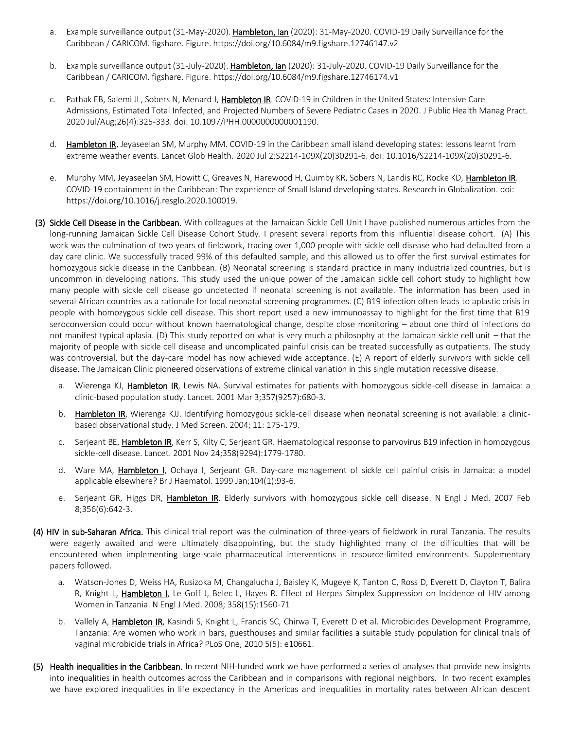a. Example surveillance output (31-May-2020). **Hambleton, Ian** (2020): 31-May-2020. COVID-19 Daily Surveillance for the Caribbean / CARICOM. figshare. Figure. https://doi.org/10.6084/m9.figshare.12746147.v2

b. Example surveillance output (31-July-2020). **Hambleton, Ian** (2020): 31-July-2020. COVID-19 Daily Surveillance for the Caribbean / CARICOM. figshare. Figure. https://doi.org/10.6084/m9.figshare.12746174.v1

c. Pathak EB, Salemi JL, Sobers N, Menard J, **Hambleton IR**. COVID-19 in Children in the United States: Intensive Care Admissions, Estimated Total Infected, and Projected Numbers of Severe Pediatric Cases in 2020. J Public Health Manag Pract. 2020 Jul/Aug;26(4):325-333. doi: 10.1097/PHH.0000000000001190.

d. **Hambleton IR**, Jeyaseelan SM, Murphy MM. COVID-19 in the Caribbean small island developing states: lessons learnt from extreme weather events. Lancet Glob Health. 2020 Jul 2:S2214-109X(20)30291-6. doi: 10.1016/S2214-109X(20)30291-6.

e. Murphy MM, Jeyaseelan SM, Howitt C, Greaves N, Harewood H, Quimby KR, Sobers N, Landis RC, Rocke KD, **Hambleton IR**. COVID-19 containment in the Caribbean: The experience of Small Island developing states. Research in Globalization. doi: https://doi.org/10.1016/j.resglo.2020.100019.

**(3) Sickle Cell Disease in the Caribbean.** With colleagues at the Jamaican Sickle Cell Unit I have published numerous articles from the long-running Jamaican Sickle Cell Disease Cohort Study. I present several reports from this influential disease cohort. (A) This work was the culmination of two years of fieldwork, tracing over 1,000 people with sickle cell disease who had defaulted from a day care clinic. We successfully traced 99% of this defaulted sample, and this allowed us to offer the first survival estimates for homozygous sickle disease in the Caribbean. (B) Neonatal screening is standard practice in many industrialized countries, but is uncommon in developing nations. This study used the unique power of the Jamaican sickle cell cohort study to highlight how many people with sickle cell disease go undetected if neonatal screening is not available. The information has been used in several African countries as a rationale for local neonatal screening programmes. (C) B19 infection often leads to aplastic crisis in people with homozygous sickle cell disease. This short report used a new immunoassay to highlight for the first time that B19 seroconversion could occur without known haematological change, despite close monitoring – about one third of infections do not manifest typical aplasia. (D) This study reported on what is very much a philosophy at the Jamaican sickle cell unit – that the majority of people with sickle cell disease and uncomplicated painful crisis can be treated successfully as outpatients. The study was controversial, but the day-care model has now achieved wide acceptance. (E) A report of elderly survivors with sickle cell disease. The Jamaican Clinic pioneered observations of extreme clinical variation in this single mutation recessive disease.

a. Wierenga KJ, **Hambleton IR**, Lewis NA. Survival estimates for patients with homozygous sickle-cell disease in Jamaica: a clinic-based population study. Lancet. 2001 Mar 3;357(9257):680-3.

b. **Hambleton IR**, Wierenga KJJ. Identifying homozygous sickle-cell disease when neonatal screening is not available: a clinic-based observational study. J Med Screen. 2004; 11: 175-179.

c. Serjeant BE, **Hambleton IR**, Kerr S, Kilty C, Serjeant GR. Haematological response to parvovirus B19 infection in homozygous sickle-cell disease. Lancet. 2001 Nov 24;358(9294):1779-1780.

d. Ware MA, **Hambleton I**, Ochaya I, Serjeant GR. Day-care management of sickle cell painful crisis in Jamaica: a model applicable elsewhere? Br J Haematol. 1999 Jan;104(1):93-6.

e. Serjeant GR, Higgs DR, **Hambleton IR**. Elderly survivors with homozygous sickle cell disease. N Engl J Med. 2007 Feb 8;356(6):642-3.

**(4) HIV in sub-Saharan Africa.** This clinical trial report was the culmination of three-years of fieldwork in rural Tanzania. The results were eagerly awaited and were ultimately disappointing, but the study highlighted many of the difficulties that will be encountered when implementing large-scale pharmaceutical interventions in resource-limited environments. Supplementary papers followed.

a. Watson-Jones D, Weiss HA, Rusizoka M, Changalucha J, Baisley K, Mugeye K, Tanton C, Ross D, Everett D, Clayton T, Balira R, Knight L, **Hambleton I**, Le Goff J, Belec L, Hayes R. Effect of Herpes Simplex Suppression on Incidence of HIV among Women in Tanzania. N Engl J Med. 2008; 358(15):1560-71

b. Vallely A, **Hambleton IR**, Kasindi S, Knight L, Francis SC, Chirwa T, Everett D et al. Microbicides Development Programme, Tanzania: Are women who work in bars, guesthouses and similar facilities a suitable study population for clinical trials of vaginal microbicide trials in Africa? PLoS One, 2010 5(5): e10661.

**(5) Health inequalities in the Caribbean.** In recent NIH-funded work we have performed a series of analyses that provide new insights into inequalities in health outcomes across the Caribbean and in comparisons with regional neighbors. In two recent examples we have explored inequalities in life expectancy in the Americas and inequalities in mortality rates between African descent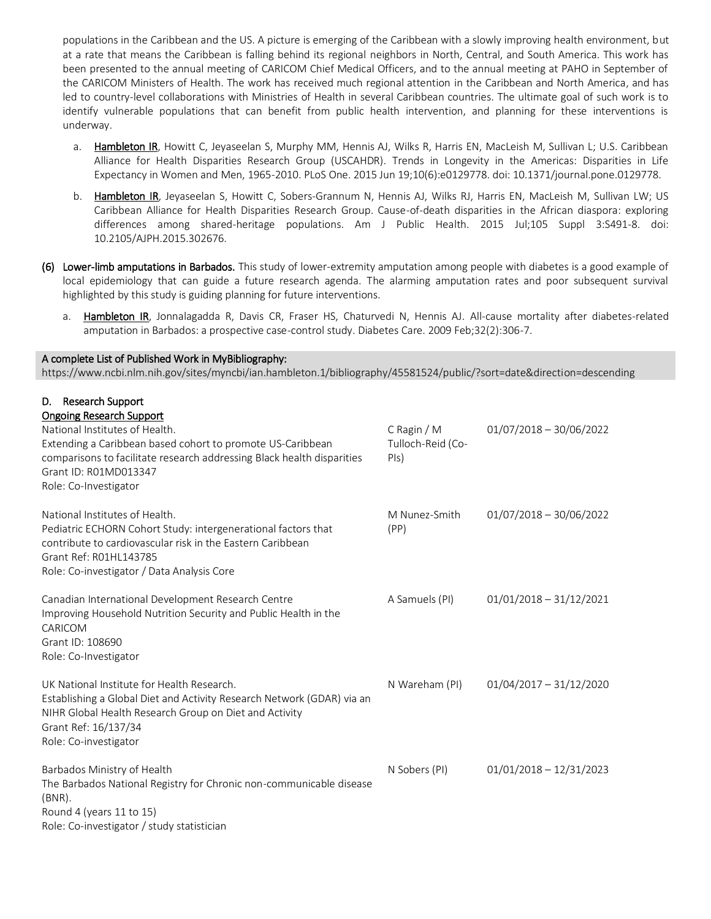populations in the Caribbean and the US. A picture is emerging of the Caribbean with a slowly improving health environment, but at a rate that means the Caribbean is falling behind its regional neighbors in North, Central, and South America. This work has been presented to the annual meeting of CARICOM Chief Medical Officers, and to the annual meeting at PAHO in September of the CARICOM Ministers of Health. The work has received much regional attention in the Caribbean and North America, and has led to country-level collaborations with Ministries of Health in several Caribbean countries. The ultimate goal of such work is to identify vulnerable populations that can benefit from public health intervention, and planning for these interventions is underway.

a. <u>Hambleton IR</u>, Howitt C, Jeyaseelan S, Murphy MM, Hennis AJ, Wilks R, Harris EN, MacLeish M, Sullivan L; U.S. Caribbean Alliance for Health Disparities Research Group (USCAHDR). Trends in Longevity in the Americas: Disparities in Life Expectancy in Women and Men, 1965-2010. PLoS One. 2015 Jun 19;10(6):e0129778. doi: 10.1371/journal.pone.0129778.

b. <u>Hambleton IR</u>, Jeyaseelan S, Howitt C, Sobers-Grannum N, Hennis AJ, Wilks RJ, Harris EN, MacLeish M, Sullivan LW; US Caribbean Alliance for Health Disparities Research Group. Cause-of-death disparities in the African diaspora: exploring differences among shared-heritage populations. Am J Public Health. 2015 Jul;105 Suppl 3:S491-8. doi: 10.2105/AJPH.2015.302676.

(6) Lower-limb amputations in Barbados. This study of lower-extremity amputation among people with diabetes is a good example of local epidemiology that can guide a future research agenda. The alarming amputation rates and poor subsequent survival highlighted by this study is guiding planning for future interventions.

a. <u>Hambleton IR</u>, Jonnalagadda R, Davis CR, Fraser HS, Chaturvedi N, Hennis AJ. All-cause mortality after diabetes-related amputation in Barbados: a prospective case-control study. Diabetes Care. 2009 Feb;32(2):306-7.

**A complete List of Published Work in MyBibliography:**
https://www.ncbi.nlm.nih.gov/sites/myncbi/ian.hambleton.1/bibliography/45581524/public/?sort=date&direction=descending

## D. Research Support

<u>Ongoing Research Support</u>

| | | |
|---|---|---|
| National Institutes of Health.<br>Extending a Caribbean based cohort to promote US-Caribbean comparisons to facilitate research addressing Black health disparities<br>Grant ID: R01MD013347<br>Role: Co-Investigator | C Ragin / M Tulloch-Reid (Co-PIs) | 01/07/2018 – 30/06/2022 |
| National Institutes of Health.<br>Pediatric ECHORN Cohort Study: intergenerational factors that contribute to cardiovascular risk in the Eastern Caribbean<br>Grant Ref: R01HL143785<br>Role: Co-investigator / Data Analysis Core | M Nunez-Smith (PP) | 01/07/2018 – 30/06/2022 |
| Canadian International Development Research Centre<br>Improving Household Nutrition Security and Public Health in the CARICOM<br>Grant ID: 108690<br>Role: Co-Investigator | A Samuels (PI) | 01/01/2018 – 31/12/2021 |
| UK National Institute for Health Research.<br>Establishing a Global Diet and Activity Research Network (GDAR) via an NIHR Global Health Research Group on Diet and Activity<br>Grant Ref: 16/137/34<br>Role: Co-investigator | N Wareham (PI) | 01/04/2017 – 31/12/2020 |
| Barbados Ministry of Health<br>The Barbados National Registry for Chronic non-communicable disease (BNR).<br>Round 4 (years 11 to 15)<br>Role: Co-investigator / study statistician | N Sobers (PI) | 01/01/2018 – 12/31/2023 |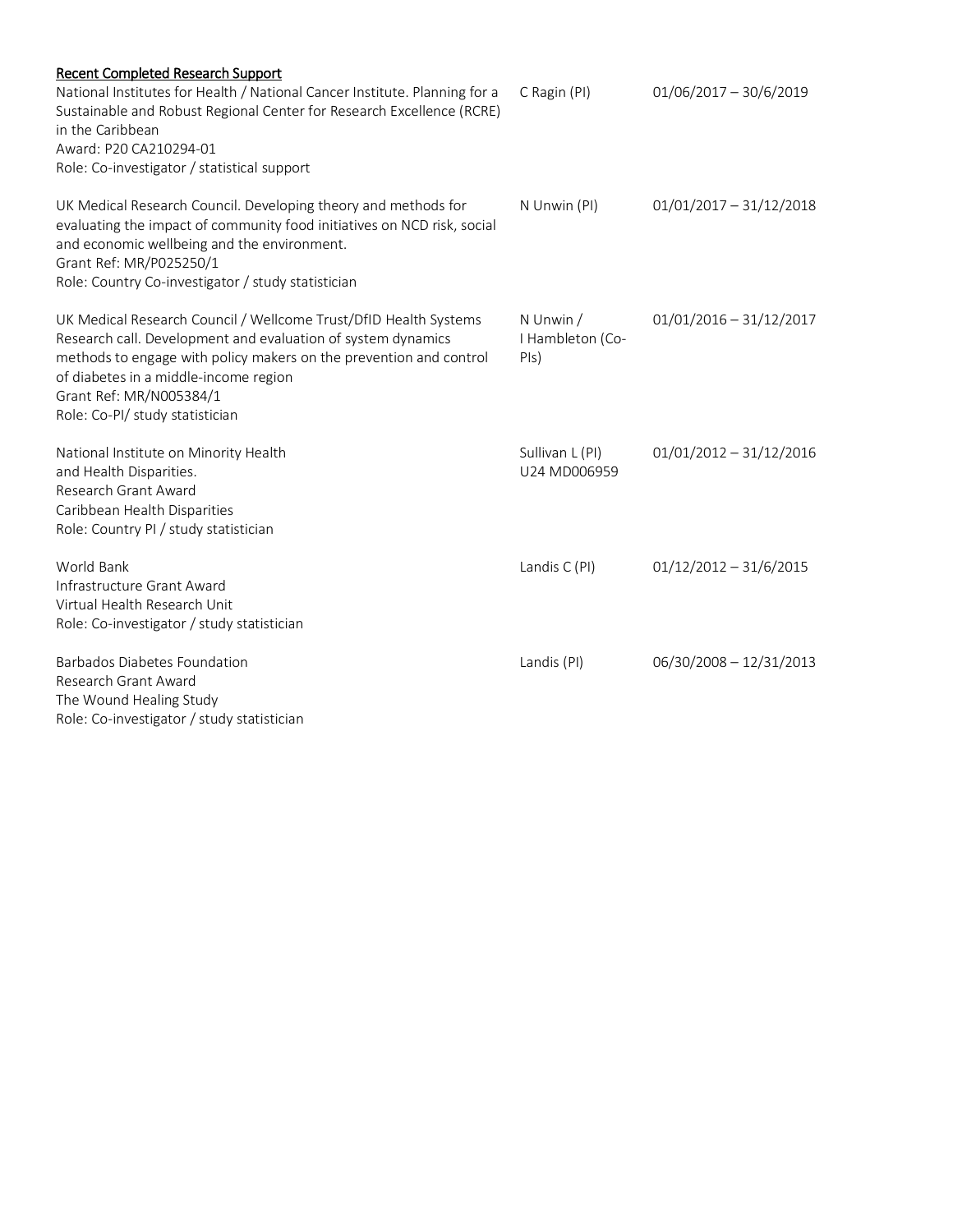<u>Recent Completed Research Support</u>

| | | |
|---|---|---|
| National Institutes for Health / National Cancer Institute. Planning for a Sustainable and Robust Regional Center for Research Excellence (RCRE) in the Caribbean<br>Award: P20 CA210294-01<br>Role: Co-investigator / statistical support | C Ragin (PI) | 01/06/2017 – 30/6/2019 |
| UK Medical Research Council. Developing theory and methods for evaluating the impact of community food initiatives on NCD risk, social and economic wellbeing and the environment.<br>Grant Ref: MR/P025250/1<br>Role: Country Co-investigator / study statistician | N Unwin (PI) | 01/01/2017 – 31/12/2018 |
| UK Medical Research Council / Wellcome Trust/DfID Health Systems Research call. Development and evaluation of system dynamics methods to engage with policy makers on the prevention and control of diabetes in a middle-income region<br>Grant Ref: MR/N005384/1<br>Role: Co-PI/ study statistician | N Unwin / I Hambleton (Co-PIs) | 01/01/2016 – 31/12/2017 |
| National Institute on Minority Health and Health Disparities.<br>Research Grant Award<br>Caribbean Health Disparities<br>Role: Country PI / study statistician | Sullivan L (PI)<br>U24 MD006959 | 01/01/2012 – 31/12/2016 |
| World Bank<br>Infrastructure Grant Award<br>Virtual Health Research Unit<br>Role: Co-investigator / study statistician | Landis C (PI) | 01/12/2012 – 31/6/2015 |
| Barbados Diabetes Foundation<br>Research Grant Award<br>The Wound Healing Study<br>Role: Co-investigator / study statistician | Landis (PI) | 06/30/2008 – 12/31/2013 |